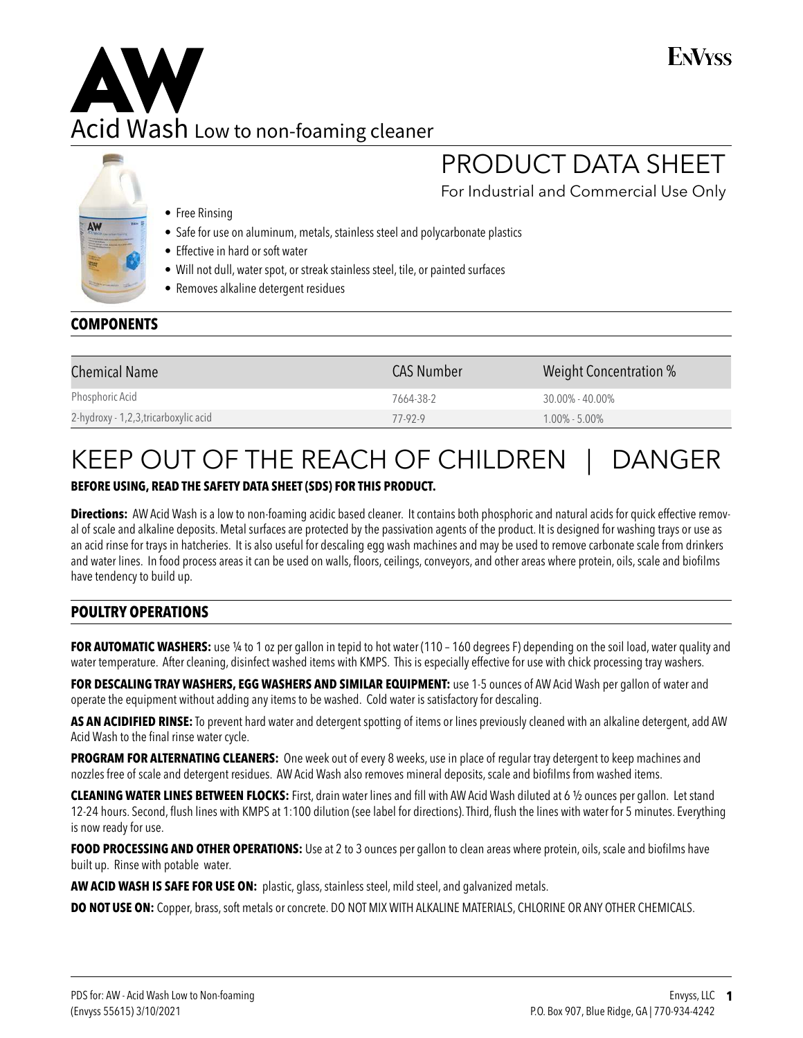# AW

## Acid Wash Low to non-foaming cleaner

ENVYSS

# PRODUCT DATA SHEET

For Industrial and Commercial Use Only

- Free Rinsing
- Safe for use on aluminum, metals, stainless steel and polycarbonate plastics
- Effective in hard or soft water
- Will not dull, water spot, or streak stainless steel, tile, or painted surfaces
- Removes alkaline detergent residues

## COMPONENTS

| Chemical Name | CAS Number | Weight Concentration % |
|---|---|---|
| Phosphoric Acid | 7664-38-2 | 30.00% - 40.00% |
| 2-hydroxy - 1,2,3,tricarboxylic acid | 77-92-9 | 1.00% - 5.00% |

# KEEP OUT OF THE REACH OF CHILDREN | DANGER

**BEFORE USING, READ THE SAFETY DATA SHEET (SDS) FOR THIS PRODUCT.**

**Directions:** AW Acid Wash is a low to non-foaming acidic based cleaner. It contains both phosphoric and natural acids for quick effective removal of scale and alkaline deposits. Metal surfaces are protected by the passivation agents of the product. It is designed for washing trays or use as an acid rinse for trays in hatcheries. It is also useful for descaling egg wash machines and may be used to remove carbonate scale from drinkers and water lines. In food process areas it can be used on walls, floors, ceilings, conveyors, and other areas where protein, oils, scale and biofilms have tendency to build up.

## POULTRY OPERATIONS

**FOR AUTOMATIC WASHERS:** use ¼ to 1 oz per gallon in tepid to hot water (110 – 160 degrees F) depending on the soil load, water quality and water temperature. After cleaning, disinfect washed items with KMPS. This is especially effective for use with chick processing tray washers.

**FOR DESCALING TRAY WASHERS, EGG WASHERS AND SIMILAR EQUIPMENT:** use 1-5 ounces of AW Acid Wash per gallon of water and operate the equipment without adding any items to be washed. Cold water is satisfactory for descaling.

**AS AN ACIDIFIED RINSE:** To prevent hard water and detergent spotting of items or lines previously cleaned with an alkaline detergent, add AW Acid Wash to the final rinse water cycle.

**PROGRAM FOR ALTERNATING CLEANERS:** One week out of every 8 weeks, use in place of regular tray detergent to keep machines and nozzles free of scale and detergent residues. AW Acid Wash also removes mineral deposits, scale and biofilms from washed items.

**CLEANING WATER LINES BETWEEN FLOCKS:** First, drain water lines and fill with AW Acid Wash diluted at 6 ½ ounces per gallon. Let stand 12-24 hours. Second, flush lines with KMPS at 1:100 dilution (see label for directions). Third, flush the lines with water for 5 minutes. Everything is now ready for use.

**FOOD PROCESSING AND OTHER OPERATIONS:** Use at 2 to 3 ounces per gallon to clean areas where protein, oils, scale and biofilms have built up. Rinse with potable water.

**AW ACID WASH IS SAFE FOR USE ON:** plastic, glass, stainless steel, mild steel, and galvanized metals.

**DO NOT USE ON:** Copper, brass, soft metals or concrete. DO NOT MIX WITH ALKALINE MATERIALS, CHLORINE OR ANY OTHER CHEMICALS.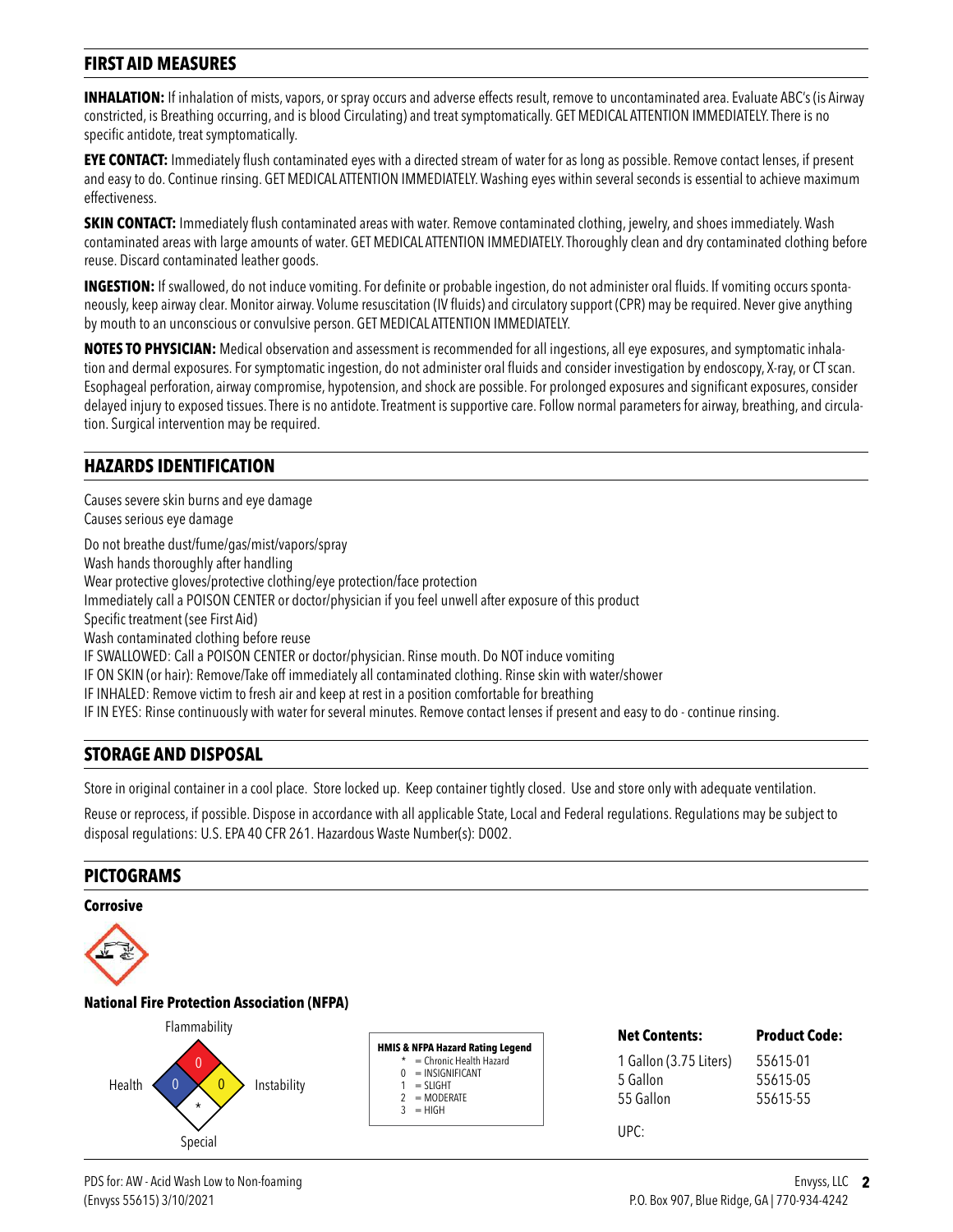## FIRST AID MEASURES

**INHALATION:** If inhalation of mists, vapors, or spray occurs and adverse effects result, remove to uncontaminated area. Evaluate ABC's (is Airway constricted, is Breathing occurring, and is blood Circulating) and treat symptomatically. GET MEDICAL ATTENTION IMMEDIATELY. There is no specific antidote, treat symptomatically.

**EYE CONTACT:** Immediately flush contaminated eyes with a directed stream of water for as long as possible. Remove contact lenses, if present and easy to do. Continue rinsing. GET MEDICAL ATTENTION IMMEDIATELY. Washing eyes within several seconds is essential to achieve maximum effectiveness.

**SKIN CONTACT:** Immediately flush contaminated areas with water. Remove contaminated clothing, jewelry, and shoes immediately. Wash contaminated areas with large amounts of water. GET MEDICAL ATTENTION IMMEDIATELY. Thoroughly clean and dry contaminated clothing before reuse. Discard contaminated leather goods.

**INGESTION:** If swallowed, do not induce vomiting. For definite or probable ingestion, do not administer oral fluids. If vomiting occurs spontaneously, keep airway clear. Monitor airway. Volume resuscitation (IV fluids) and circulatory support (CPR) may be required. Never give anything by mouth to an unconscious or convulsive person. GET MEDICAL ATTENTION IMMEDIATELY.

**NOTES TO PHYSICIAN:** Medical observation and assessment is recommended for all ingestions, all eye exposures, and symptomatic inhalation and dermal exposures. For symptomatic ingestion, do not administer oral fluids and consider investigation by endoscopy, X-ray, or CT scan. Esophageal perforation, airway compromise, hypotension, and shock are possible. For prolonged exposures and significant exposures, consider delayed injury to exposed tissues. There is no antidote. Treatment is supportive care. Follow normal parameters for airway, breathing, and circulation. Surgical intervention may be required.

## HAZARDS IDENTIFICATION

Causes severe skin burns and eye damage
Causes serious eye damage

Do not breathe dust/fume/gas/mist/vapors/spray
Wash hands thoroughly after handling
Wear protective gloves/protective clothing/eye protection/face protection
Immediately call a POISON CENTER or doctor/physician if you feel unwell after exposure of this product
Specific treatment (see First Aid)
Wash contaminated clothing before reuse
IF SWALLOWED: Call a POISON CENTER or doctor/physician. Rinse mouth. Do NOT induce vomiting
IF ON SKIN (or hair): Remove/Take off immediately all contaminated clothing. Rinse skin with water/shower
IF INHALED: Remove victim to fresh air and keep at rest in a position comfortable for breathing
IF IN EYES: Rinse continuously with water for several minutes. Remove contact lenses if present and easy to do - continue rinsing.

## STORAGE AND DISPOSAL

Store in original container in a cool place. Store locked up. Keep container tightly closed. Use and store only with adequate ventilation.

Reuse or reprocess, if possible. Dispose in accordance with all applicable State, Local and Federal regulations. Regulations may be subject to disposal regulations: U.S. EPA 40 CFR 261. Hazardous Waste Number(s): D002.

## PICTOGRAMS

**Corrosive**

**National Fire Protection Association (NFPA)**

Flammability: 0
Health: 0
Instability: 0
Special: *

**HMIS & NFPA Hazard Rating Legend**
- * = Chronic Health Hazard
- 0 = INSIGNIFICANT
- 1 = SLIGHT
- 2 = MODERATE
- 3 = HIGH

| Net Contents: | Product Code: |
|---|---|
| 1 Gallon (3.75 Liters) | 55615-01 |
| 5 Gallon | 55615-05 |
| 55 Gallon | 55615-55 |

UPC:

PDS for: AW - Acid Wash Low to Non-foaming
(Envyss 55615) 3/10/2021

Envyss, LLC
P.O. Box 907, Blue Ridge, GA | 770-934-4242